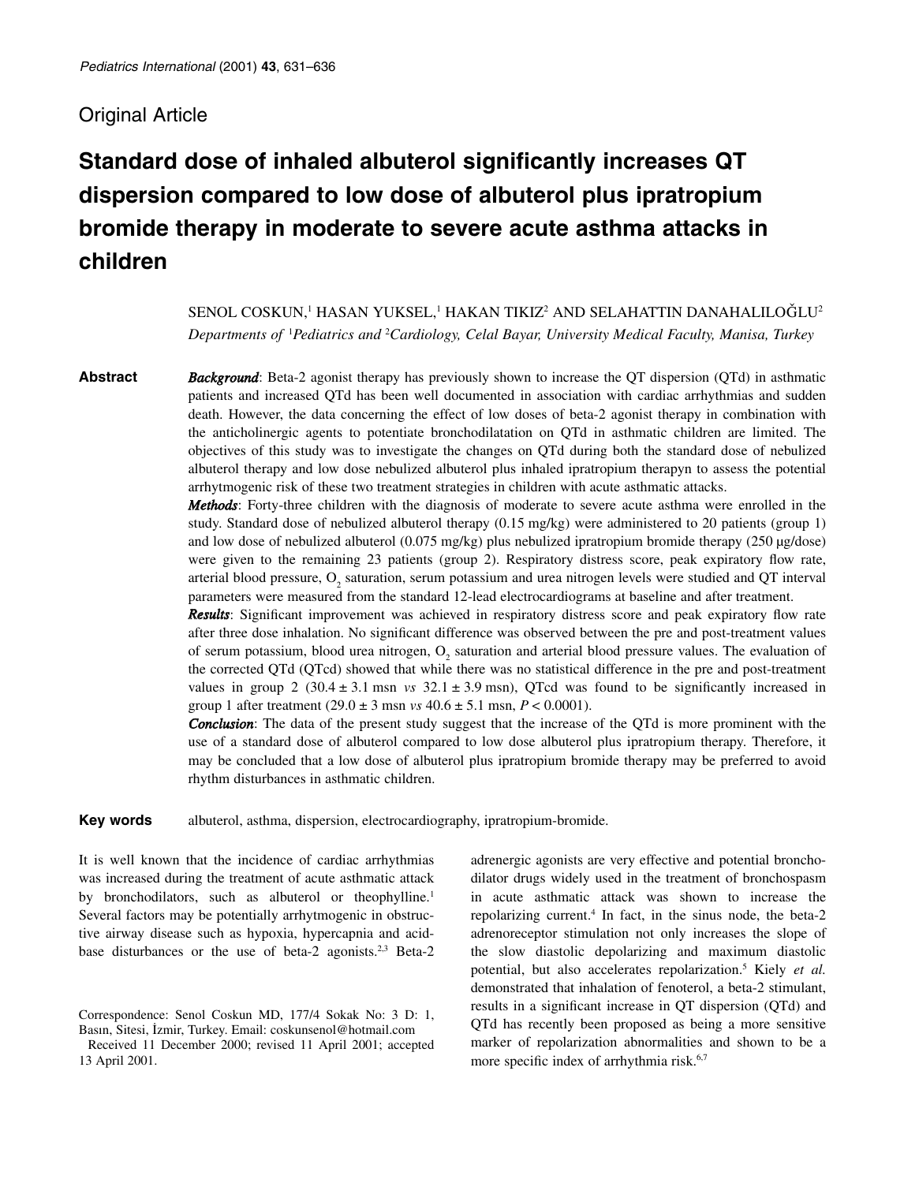Original Article

# Standard dose of inhaled albuterol significantly increases QT dispersion compared to low dose of albuterol plus ipratropium bromide therapy in moderate to severe acute asthma attacks in children

SENOL COSKUN,[1] HASAN YUKSEL,[1] HAKAN TIKIZ[2] AND SELAHATTIN DANAHALILOĞLU[2]

*Departments of [1]Pediatrics and [2]Cardiology, Celal Bayar, University Medical Faculty, Manisa, Turkey*

**Abstract**

***Background***: Beta-2 agonist therapy has previously shown to increase the QT dispersion (QTd) in asthmatic patients and increased QTd has been well documented in association with cardiac arrhythmias and sudden death. However, the data concerning the effect of low doses of beta-2 agonist therapy in combination with the anticholinergic agents to potentiate bronchodilatation on QTd in asthmatic children are limited. The objectives of this study was to investigate the changes on QTd during both the standard dose of nebulized albuterol therapy and low dose nebulized albuterol plus inhaled ipratropium therapyn to assess the potential arrhytmogenic risk of these two treatment strategies in children with acute asthmatic attacks.

***Methods***: Forty-three children with the diagnosis of moderate to severe acute asthma were enrolled in the study. Standard dose of nebulized albuterol therapy (0.15 mg/kg) were administered to 20 patients (group 1) and low dose of nebulized albuterol (0.075 mg/kg) plus nebulized ipratropium bromide therapy (250 μg/dose) were given to the remaining 23 patients (group 2). Respiratory distress score, peak expiratory flow rate, arterial blood pressure, $O_2$ saturation, serum potassium and urea nitrogen levels were studied and QT interval parameters were measured from the standard 12-lead electrocardiograms at baseline and after treatment.

***Results***: Significant improvement was achieved in respiratory distress score and peak expiratory flow rate after three dose inhalation. No significant difference was observed between the pre and post-treatment values of serum potassium, blood urea nitrogen, $O_2$ saturation and arterial blood pressure values. The evaluation of the corrected QTd (QTcd) showed that while there was no statistical difference in the pre and post-treatment values in group 2 (30.4 ± 3.1 msn *vs* 32.1 ± 3.9 msn), QTcd was found to be significantly increased in group 1 after treatment (29.0 ± 3 msn *vs* 40.6 ± 5.1 msn, $P < 0.0001$).

***Conclusion***: The data of the present study suggest that the increase of the QTd is more prominent with the use of a standard dose of albuterol compared to low dose albuterol plus ipratropium therapy. Therefore, it may be concluded that a low dose of albuterol plus ipratropium bromide therapy may be preferred to avoid rhythm disturbances in asthmatic children.

**Key words** albuterol, asthma, dispersion, electrocardiography, ipratropium-bromide.

It is well known that the incidence of cardiac arrhythmias was increased during the treatment of acute asthmatic attack by bronchodilators, such as albuterol or theophylline.[1] Several factors may be potentially arrhytmogenic in obstructive airway disease such as hypoxia, hypercapnia and acid-base disturbances or the use of beta-2 agonists.[2,3] Beta-2 adrenergic agonists are very effective and potential bronchodilator drugs widely used in the treatment of bronchospasm in acute asthmatic attack was shown to increase the repolarizing current.[4] In fact, in the sinus node, the beta-2 adrenoreceptor stimulation not only increases the slope of the slow diastolic depolarizing and maximum diastolic potential, but also accelerates repolarization.[5] Kiely *et al.* demonstrated that inhalation of fenoterol, a beta-2 stimulant, results in a significant increase in QT dispersion (QTd) and QTd has recently been proposed as being a more sensitive marker of repolarization abnormalities and shown to be a more specific index of arrhythmia risk.[6,7]

Correspondence: Senol Coskun MD, 177/4 Sokak No: 3 D: 1, Basın, Sitesi, İzmir, Turkey. Email: coskunsenol@hotmail.com

Received 11 December 2000; revised 11 April 2001; accepted 13 April 2001.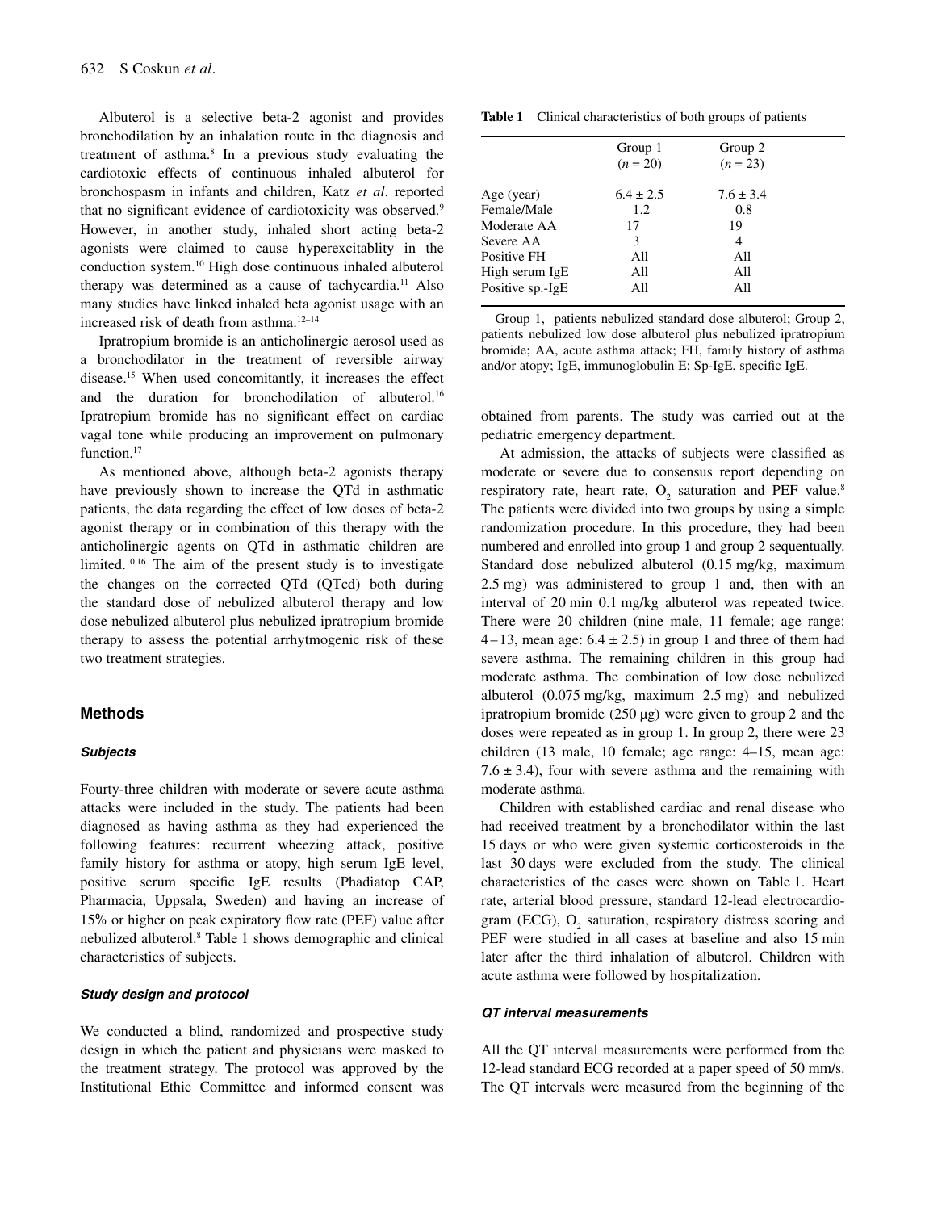Albuterol is a selective beta-2 agonist and provides bronchodilation by an inhalation route in the diagnosis and treatment of asthma.[8] In a previous study evaluating the cardiotoxic effects of continuous inhaled albuterol for bronchospasm in infants and children, Katz *et al*. reported that no significant evidence of cardiotoxicity was observed.[9] However, in another study, inhaled short acting beta-2 agonists were claimed to cause hyperexcitablity in the conduction system.[10] High dose continuous inhaled albuterol therapy was determined as a cause of tachycardia.[11] Also many studies have linked inhaled beta agonist usage with an increased risk of death from asthma.[12–14]

Ipratropium bromide is an anticholinergic aerosol used as a bronchodilator in the treatment of reversible airway disease.[15] When used concomitantly, it increases the effect and the duration for bronchodilation of albuterol.[16] Ipratropium bromide has no significant effect on cardiac vagal tone while producing an improvement on pulmonary function.[17]

As mentioned above, although beta-2 agonists therapy have previously shown to increase the QTd in asthmatic patients, the data regarding the effect of low doses of beta-2 agonist therapy or in combination of this therapy with the anticholinergic agents on QTd in asthmatic children are limited.[10,16] The aim of the present study is to investigate the changes on the corrected QTd (QTcd) both during the standard dose of nebulized albuterol therapy and low dose nebulized albuterol plus nebulized ipratropium bromide therapy to assess the potential arrhytmogenic risk of these two treatment strategies.

## Methods

### *Subjects*

Fourty-three children with moderate or severe acute asthma attacks were included in the study. The patients had been diagnosed as having asthma as they had experienced the following features: recurrent wheezing attack, positive family history for asthma or atopy, high serum IgE level, positive serum specific IgE results (Phadiatop CAP, Pharmacia, Uppsala, Sweden) and having an increase of 15% or higher on peak expiratory flow rate (PEF) value after nebulized albuterol.[8] Table 1 shows demographic and clinical characteristics of subjects.

### *Study design and protocol*

We conducted a blind, randomized and prospective study design in which the patient and physicians were masked to the treatment strategy. The protocol was approved by the Institutional Ethic Committee and informed consent was obtained from parents. The study was carried out at the pediatric emergency department.

**Table 1** Clinical characteristics of both groups of patients

| | Group 1 ($n = 20$) | Group 2 ($n = 23$) |
|---|---|---|
| Age (year) | $6.4 \pm 2.5$ | $7.6 \pm 3.4$ |
| Female/Male | 1.2 | 0.8 |
| Moderate AA | 17 | 19 |
| Severe AA | 3 | 4 |
| Positive FH | All | All |
| High serum IgE | All | All |
| Positive sp.-IgE | All | All |

Group 1, patients nebulized standard dose albuterol; Group 2, patients nebulized low dose albuterol plus nebulized ipratropium bromide; AA, acute asthma attack; FH, family history of asthma and/or atopy; IgE, immunoglobulin E; Sp-IgE, specific IgE.

At admission, the attacks of subjects were classified as moderate or severe due to consensus report depending on respiratory rate, heart rate, $O_2$ saturation and PEF value.[8] The patients were divided into two groups by using a simple randomization procedure. In this procedure, they had been numbered and enrolled into group 1 and group 2 sequentually. Standard dose nebulized albuterol (0.15 mg/kg, maximum 2.5 mg) was administered to group 1 and, then with an interval of 20 min 0.1 mg/kg albuterol was repeated twice. There were 20 children (nine male, 11 female; age range: 4–13, mean age: $6.4 \pm 2.5$) in group 1 and three of them had severe asthma. The remaining children in this group had moderate asthma. The combination of low dose nebulized albuterol (0.075 mg/kg, maximum 2.5 mg) and nebulized ipratropium bromide (250 μg) were given to group 2 and the doses were repeated as in group 1. In group 2, there were 23 children (13 male, 10 female; age range: 4–15, mean age: $7.6 \pm 3.4$), four with severe asthma and the remaining with moderate asthma.

Children with established cardiac and renal disease who had received treatment by a bronchodilator within the last 15 days or who were given systemic corticosteroids in the last 30 days were excluded from the study. The clinical characteristics of the cases were shown on Table 1. Heart rate, arterial blood pressure, standard 12-lead electrocardiogram (ECG), $O_2$ saturation, respiratory distress scoring and PEF were studied in all cases at baseline and also 15 min later after the third inhalation of albuterol. Children with acute asthma were followed by hospitalization.

### *QT interval measurements*

All the QT interval measurements were performed from the 12-lead standard ECG recorded at a paper speed of 50 mm/s. The QT intervals were measured from the beginning of the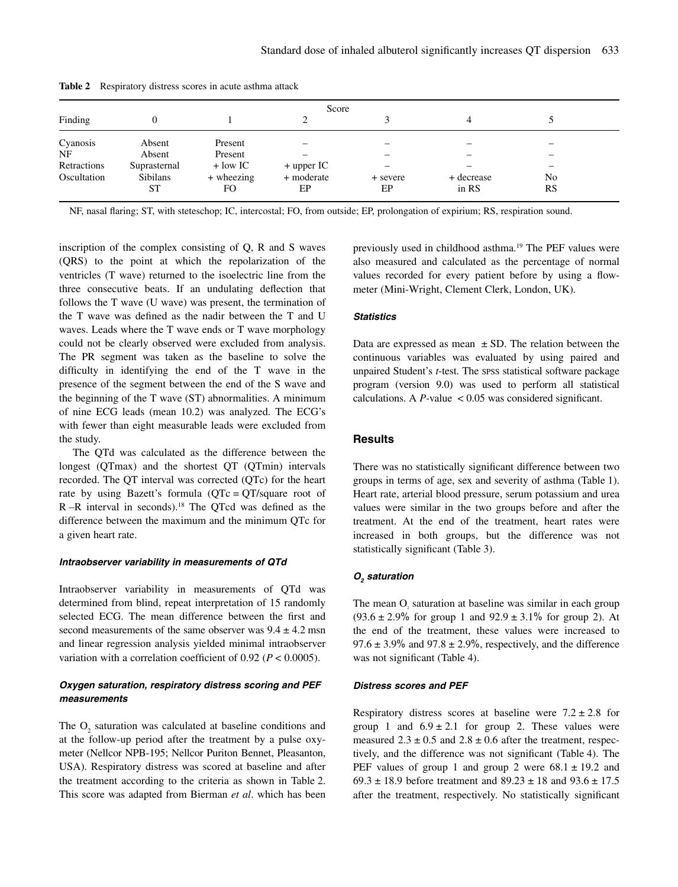**Table 2** Respiratory distress scores in acute asthma attack

| Finding | Score | | | | | |
|---|---|---|---|---|---|---|
| | 0 | 1 | 2 | 3 | 4 | 5 |
| Cyanosis | Absent | Present | – | – | – | – |
| NF | Absent | Present | – | – | – | – |
| Retractions | Suprasternal | + low IC | + upper IC | – | – | – |
| Oscultation | Sibilans ST | + wheezing FO | + moderate EP | + severe EP | + decrease in RS | No RS |

NF, nasal flaring; ST, with steteschop; IC, intercostal; FO, from outside; EP, prolongation of expirium; RS, respiration sound.

inscription of the complex consisting of Q, R and S waves (QRS) to the point at which the repolarization of the ventricles (T wave) returned to the isoelectric line from the three consecutive beats. If an undulating deflection that follows the T wave (U wave) was present, the termination of the T wave was defined as the nadir between the T and U waves. Leads where the T wave ends or T wave morphology could not be clearly observed were excluded from analysis. The PR segment was taken as the baseline to solve the difficulty in identifying the end of the T wave in the presence of the segment between the end of the S wave and the beginning of the T wave (ST) abnormalities. A minimum of nine ECG leads (mean 10.2) was analyzed. The ECG's with fewer than eight measurable leads were excluded from the study.

The QTd was calculated as the difference between the longest (QTmax) and the shortest QT (QTmin) intervals recorded. The QT interval was corrected (QTc) for the heart rate by using Bazett's formula (QTc = QT/square root of R–R interval in seconds).[18] The QTcd was defined as the difference between the maximum and the minimum QTc for a given heart rate.

#### *Intraobserver variability in measurements of QTd*

Intraobserver variability in measurements of QTd was determined from blind, repeat interpretation of 15 randomly selected ECG. The mean difference between the first and second measurements of the same observer was $9.4 \pm 4.2$ msn and linear regression analysis yielded minimal intraobserver variation with a correlation coefficient of 0.92 ($P < 0.0005$).

#### *Oxygen saturation, respiratory distress scoring and PEF measurements*

The $O_2$ saturation was calculated at baseline conditions and at the follow-up period after the treatment by a pulse oxymeter (Nellcor NPB-195; Nellcor Puriton Bennet, Pleasanton, USA). Respiratory distress was scored at baseline and after the treatment according to the criteria as shown in Table 2. This score was adapted from Bierman *et al*. which has been previously used in childhood asthma.[19] The PEF values were also measured and calculated as the percentage of normal values recorded for every patient before by using a flowmeter (Mini-Wright, Clement Clerk, London, UK).

#### *Statistics*

Data are expressed as mean $\pm$ SD. The relation between the continuous variables was evaluated by using paired and unpaired Student's *t*-test. The SPSS statistical software package program (version 9.0) was used to perform all statistical calculations. A *P*-value $< 0.05$ was considered significant.

## Results

There was no statistically significant difference between two groups in terms of age, sex and severity of asthma (Table 1). Heart rate, arterial blood pressure, serum potassium and urea values were similar in the two groups before and after the treatment. At the end of the treatment, heart rates were increased in both groups, but the difference was not statistically significant (Table 3).

#### *$O_2$ saturation*

The mean $O_2$ saturation at baseline was similar in each group ($93.6 \pm 2.9\%$ for group 1 and $92.9 \pm 3.1\%$ for group 2). At the end of the treatment, these values were increased to $97.6 \pm 3.9\%$ and $97.8 \pm 2.9\%$, respectively, and the difference was not significant (Table 4).

#### *Distress scores and PEF*

Respiratory distress scores at baseline were $7.2 \pm 2.8$ for group 1 and $6.9 \pm 2.1$ for group 2. These values were measured $2.3 \pm 0.5$ and $2.8 \pm 0.6$ after the treatment, respectively, and the difference was not significant (Table 4). The PEF values of group 1 and group 2 were $68.1 \pm 19.2$ and $69.3 \pm 18.9$ before treatment and $89.23 \pm 18$ and $93.6 \pm 17.5$ after the treatment, respectively. No statistically significant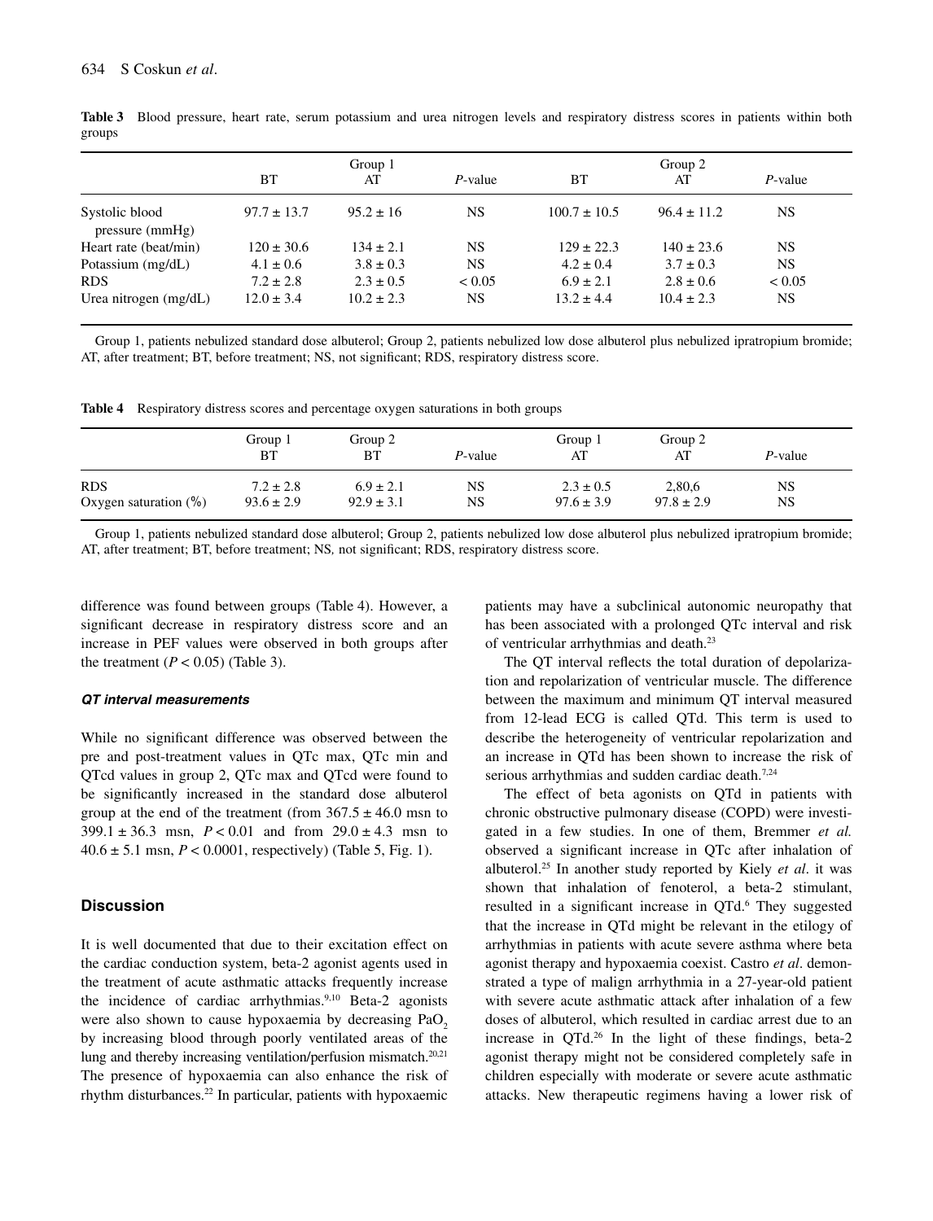**Table 3** Blood pressure, heart rate, serum potassium and urea nitrogen levels and respiratory distress scores in patients within both groups

| | Group 1 | | | Group 2 | | |
|---|---|---|---|---|---|---|
| | BT | AT | *P*-value | BT | AT | *P*-value |
| Systolic blood pressure (mmHg) | 97.7 ± 13.7 | 95.2 ± 16 | NS | 100.7 ± 10.5 | 96.4 ± 11.2 | NS |
| Heart rate (beat/min) | 120 ± 30.6 | 134 ± 2.1 | NS | 129 ± 22.3 | 140 ± 23.6 | NS |
| Potassium (mg/dL) | 4.1 ± 0.6 | 3.8 ± 0.3 | NS | 4.2 ± 0.4 | 3.7 ± 0.3 | NS |
| RDS | 7.2 ± 2.8 | 2.3 ± 0.5 | < 0.05 | 6.9 ± 2.1 | 2.8 ± 0.6 | < 0.05 |
| Urea nitrogen (mg/dL) | 12.0 ± 3.4 | 10.2 ± 2.3 | NS | 13.2 ± 4.4 | 10.4 ± 2.3 | NS |

Group 1, patients nebulized standard dose albuterol; Group 2, patients nebulized low dose albuterol plus nebulized ipratropium bromide; AT, after treatment; BT, before treatment; NS, not significant; RDS, respiratory distress score.

**Table 4** Respiratory distress scores and percentage oxygen saturations in both groups

| | Group 1 BT | Group 2 BT | *P*-value | Group 1 AT | Group 2 AT | *P*-value |
|---|---|---|---|---|---|---|
| RDS | 7.2 ± 2.8 | 6.9 ± 2.1 | NS | 2.3 ± 0.5 | 2,80,6 | NS |
| Oxygen saturation (%) | 93.6 ± 2.9 | 92.9 ± 3.1 | NS | 97.6 ± 3.9 | 97.8 ± 2.9 | NS |

Group 1, patients nebulized standard dose albuterol; Group 2, patients nebulized low dose albuterol plus nebulized ipratropium bromide; AT, after treatment; BT, before treatment; NS, not significant; RDS, respiratory distress score.

difference was found between groups (Table 4). However, a significant decrease in respiratory distress score and an increase in PEF values were observed in both groups after the treatment ($P < 0.05$) (Table 3).

#### *QT interval measurements*

While no significant difference was observed between the pre and post-treatment values in QTc max, QTc min and QTcd values in group 2, QTc max and QTcd were found to be significantly increased in the standard dose albuterol group at the end of the treatment (from 367.5 ± 46.0 msn to 399.1 ± 36.3 msn, $P < 0.01$ and from 29.0 ± 4.3 msn to 40.6 ± 5.1 msn, $P < 0.0001$, respectively) (Table 5, Fig. 1).

## Discussion

It is well documented that due to their excitation effect on the cardiac conduction system, beta-2 agonist agents used in the treatment of acute asthmatic attacks frequently increase the incidence of cardiac arrhythmias.[9,10] Beta-2 agonists were also shown to cause hypoxaemia by decreasing $PaO_2$ by increasing blood through poorly ventilated areas of the lung and thereby increasing ventilation/perfusion mismatch.[20,21] The presence of hypoxaemia can also enhance the risk of rhythm disturbances.[22] In particular, patients with hypoxaemic patients may have a subclinical autonomic neuropathy that has been associated with a prolonged QTc interval and risk of ventricular arrhythmias and death.[23]

The QT interval reflects the total duration of depolarization and repolarization of ventricular muscle. The difference between the maximum and minimum QT interval measured from 12-lead ECG is called QTd. This term is used to describe the heterogeneity of ventricular repolarization and an increase in QTd has been shown to increase the risk of serious arrhythmias and sudden cardiac death.[7,24]

The effect of beta agonists on QTd in patients with chronic obstructive pulmonary disease (COPD) were investigated in a few studies. In one of them, Bremmer *et al.* observed a significant increase in QTc after inhalation of albuterol.[25] In another study reported by Kiely *et al*. it was shown that inhalation of fenoterol, a beta-2 stimulant, resulted in a significant increase in QTd.[6] They suggested that the increase in QTd might be relevant in the etilogy of arrhythmias in patients with acute severe asthma where beta agonist therapy and hypoxaemia coexist. Castro *et al*. demonstrated a type of malign arrhythmia in a 27-year-old patient with severe acute asthmatic attack after inhalation of a few doses of albuterol, which resulted in cardiac arrest due to an increase in QTd.[26] In the light of these findings, beta-2 agonist therapy might not be considered completely safe in children especially with moderate or severe acute asthmatic attacks. New therapeutic regimens having a lower risk of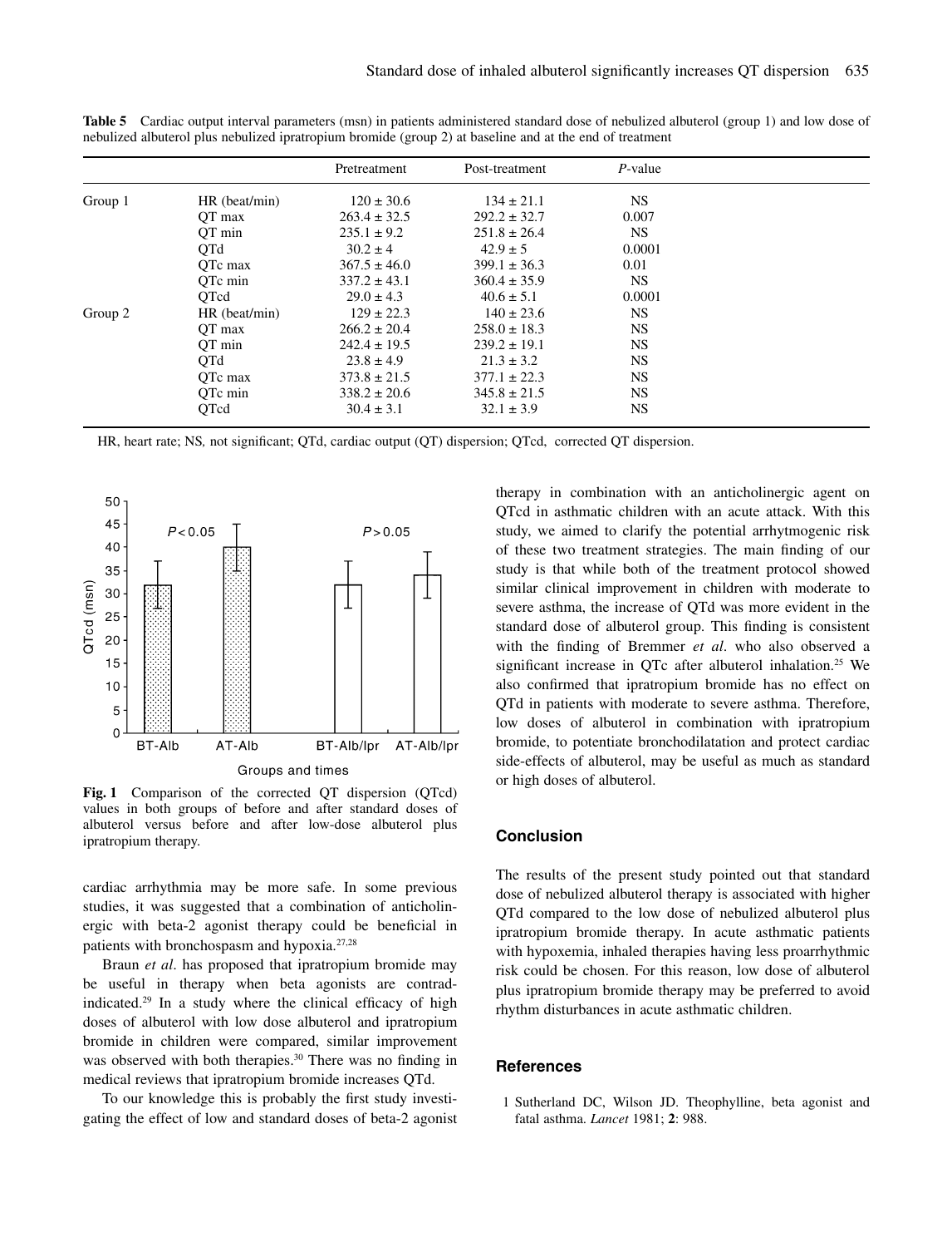**Table 5** Cardiac output interval parameters (msn) in patients administered standard dose of nebulized albuterol (group 1) and low dose of nebulized albuterol plus nebulized ipratropium bromide (group 2) at baseline and at the end of treatment

| | | Pretreatment | Post-treatment | *P*-value |
|---|---|---|---|---|
| Group 1 | HR (beat/min) | 120 ± 30.6 | 134 ± 21.1 | NS |
| | QT max | 263.4 ± 32.5 | 292.2 ± 32.7 | 0.007 |
| | QT min | 235.1 ± 9.2 | 251.8 ± 26.4 | NS |
| | QTd | 30.2 ± 4 | 42.9 ± 5 | 0.0001 |
| | QTc max | 367.5 ± 46.0 | 399.1 ± 36.3 | 0.01 |
| | QTc min | 337.2 ± 43.1 | 360.4 ± 35.9 | NS |
| | QTcd | 29.0 ± 4.3 | 40.6 ± 5.1 | 0.0001 |
| Group 2 | HR (beat/min) | 129 ± 22.3 | 140 ± 23.6 | NS |
| | QT max | 266.2 ± 20.4 | 258.0 ± 18.3 | NS |
| | QT min | 242.4 ± 19.5 | 239.2 ± 19.1 | NS |
| | QTd | 23.8 ± 4.9 | 21.3 ± 3.2 | NS |
| | QTc max | 373.8 ± 21.5 | 377.1 ± 22.3 | NS |
| | QTc min | 338.2 ± 20.6 | 345.8 ± 21.5 | NS |
| | QTcd | 30.4 ± 3.1 | 32.1 ± 3.9 | NS |

HR, heart rate; NS, not significant; QTd, cardiac output (QT) dispersion; QTcd, corrected QT dispersion.

**Fig. 1** Comparison of the corrected QT dispersion (QTcd) values in both groups of before and after standard doses of albuterol versus before and after low-dose albuterol plus ipratropium therapy.

cardiac arrhythmia may be more safe. In some previous studies, it was suggested that a combination of anticholinergic with beta-2 agonist therapy could be beneficial in patients with bronchospasm and hypoxia.[27,28]

Braun *et al*. has proposed that ipratropium bromide may be useful in therapy when beta agonists are contraindicated.[29] In a study where the clinical efficacy of high doses of albuterol with low dose albuterol and ipratropium bromide in children were compared, similar improvement was observed with both therapies.[30] There was no finding in medical reviews that ipratropium bromide increases QTd.

To our knowledge this is probably the first study investigating the effect of low and standard doses of beta-2 agonist therapy in combination with an anticholinergic agent on QTcd in asthmatic children with an acute attack. With this study, we aimed to clarify the potential arrhytmogenic risk of these two treatment strategies. The main finding of our study is that while both of the treatment protocol showed similar clinical improvement in children with moderate to severe asthma, the increase of QTd was more evident in the standard dose of albuterol group. This finding is consistent with the finding of Bremmer *et al*. who also observed a significant increase in QTc after albuterol inhalation.[25] We also confirmed that ipratropium bromide has no effect on QTd in patients with moderate to severe asthma. Therefore, low doses of albuterol in combination with ipratropium bromide, to potentiate bronchodilatation and protect cardiac side-effects of albuterol, may be useful as much as standard or high doses of albuterol.

## Conclusion

The results of the present study pointed out that standard dose of nebulized albuterol therapy is associated with higher QTd compared to the low dose of nebulized albuterol plus ipratropium bromide therapy. In acute asthmatic patients with hypoxemia, inhaled therapies having less proarrhythmic risk could be chosen. For this reason, low dose of albuterol plus ipratropium bromide therapy may be preferred to avoid rhythm disturbances in acute asthmatic children.

## References

1 Sutherland DC, Wilson JD. Theophylline, beta agonist and fatal asthma. *Lancet* 1981; **2**: 988.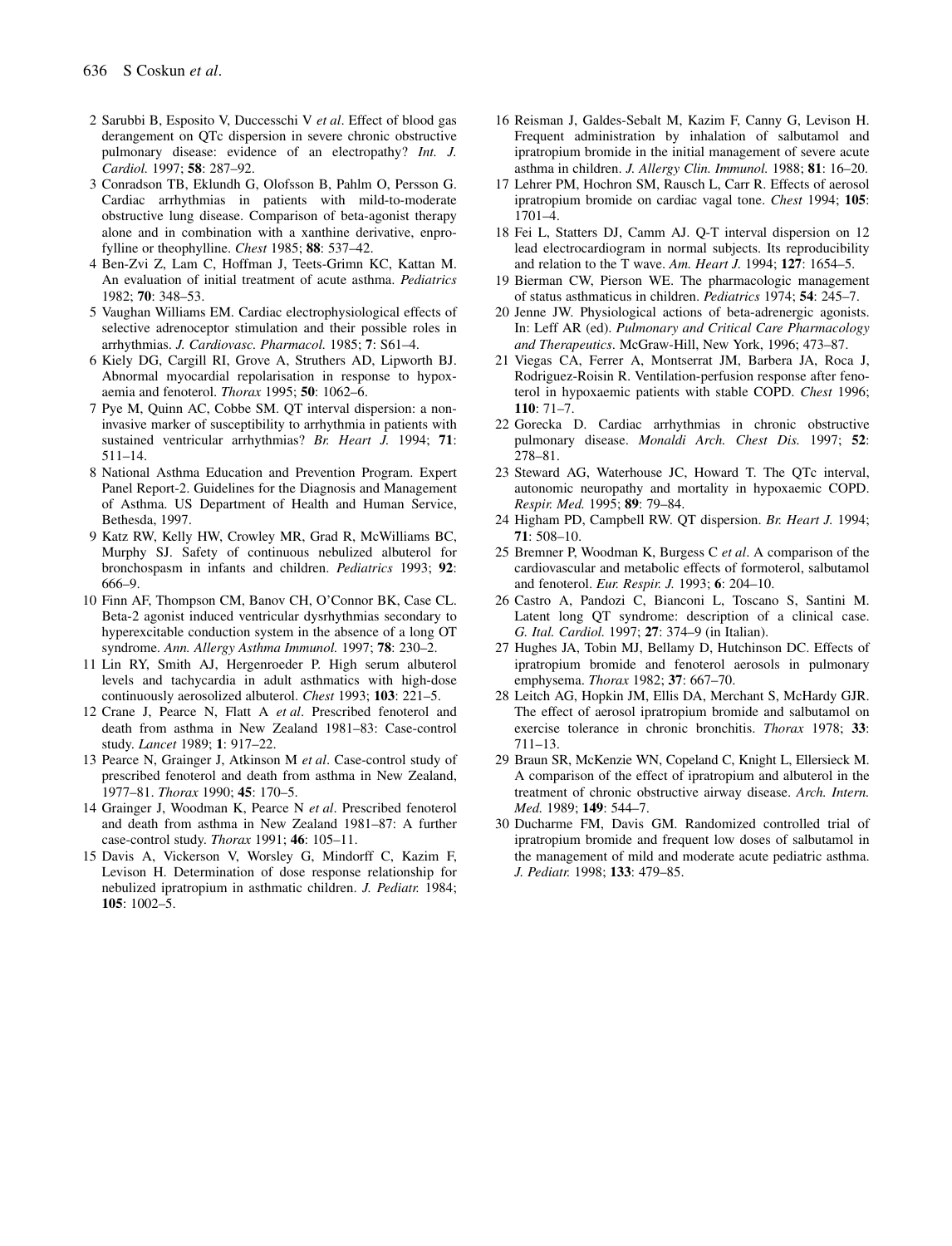2 Sarubbi B, Esposito V, Duccesschi V *et al*. Effect of blood gas derangement on QTc dispersion in severe chronic obstructive pulmonary disease: evidence of an electropathy? *Int. J. Cardiol.* 1997; **58**: 287–92.

3 Conradson TB, Eklundh G, Olofsson B, Pahlm O, Persson G. Cardiac arrhythmias in patients with mild-to-moderate obstructive lung disease. Comparison of beta-agonist therapy alone and in combination with a xanthine derivative, enprofylline or theophylline. *Chest* 1985; **88**: 537–42.

4 Ben-Zvi Z, Lam C, Hoffman J, Teets-Grimn KC, Kattan M. An evaluation of initial treatment of acute asthma. *Pediatrics* 1982; **70**: 348–53.

5 Vaughan Williams EM. Cardiac electrophysiological effects of selective adrenoceptor stimulation and their possible roles in arrhythmias. *J. Cardiovasc. Pharmacol.* 1985; **7**: S61–4.

6 Kiely DG, Cargill RI, Grove A, Struthers AD, Lipworth BJ. Abnormal myocardial repolarisation in response to hypoxaemia and fenoterol. *Thorax* 1995; **50**: 1062–6.

7 Pye M, Quinn AC, Cobbe SM. QT interval dispersion: a non-invasive marker of susceptibility to arrhythmia in patients with sustained ventricular arrhythmias? *Br. Heart J.* 1994; **71**: 511–14.

8 National Asthma Education and Prevention Program. Expert Panel Report-2. Guidelines for the Diagnosis and Management of Asthma. US Department of Health and Human Service, Bethesda, 1997.

9 Katz RW, Kelly HW, Crowley MR, Grad R, McWilliams BC, Murphy SJ. Safety of continuous nebulized albuterol for bronchospasm in infants and children. *Pediatrics* 1993; **92**: 666–9.

10 Finn AF, Thompson CM, Banov CH, O'Connor BK, Case CL. Beta-2 agonist induced ventricular dysrhythmias secondary to hyperexcitable conduction system in the absence of a long OT syndrome. *Ann. Allergy Asthma Immunol.* 1997; **78**: 230–2.

11 Lin RY, Smith AJ, Hergenroeder P. High serum albuterol levels and tachycardia in adult asthmatics with high-dose continuously aerosolized albuterol. *Chest* 1993; **103**: 221–5.

12 Crane J, Pearce N, Flatt A *et al*. Prescribed fenoterol and death from asthma in New Zealand 1981–83: Case-control study. *Lancet* 1989; **1**: 917–22.

13 Pearce N, Grainger J, Atkinson M *et al*. Case-control study of prescribed fenoterol and death from asthma in New Zealand, 1977–81. *Thorax* 1990; **45**: 170–5.

14 Grainger J, Woodman K, Pearce N *et al*. Prescribed fenoterol and death from asthma in New Zealand 1981–87: A further case-control study. *Thorax* 1991; **46**: 105–11.

15 Davis A, Vickerson V, Worsley G, Mindorff C, Kazim F, Levison H. Determination of dose response relationship for nebulized ipratropium in asthmatic children. *J. Pediatr.* 1984; **105**: 1002–5.

16 Reisman J, Galdes-Sebalt M, Kazim F, Canny G, Levison H. Frequent administration by inhalation of salbutamol and ipratropium bromide in the initial management of severe acute asthma in children. *J. Allergy Clin. Immunol.* 1988; **81**: 16–20.

17 Lehrer PM, Hochron SM, Rausch L, Carr R. Effects of aerosol ipratropium bromide on cardiac vagal tone. *Chest* 1994; **105**: 1701–4.

18 Fei L, Statters DJ, Camm AJ. Q-T interval dispersion on 12 lead electrocardiogram in normal subjects. Its reproducibility and relation to the T wave. *Am. Heart J.* 1994; **127**: 1654–5.

19 Bierman CW, Pierson WE. The pharmacologic management of status asthmaticus in children. *Pediatrics* 1974; **54**: 245–7.

20 Jenne JW. Physiological actions of beta-adrenergic agonists. In: Leff AR (ed). *Pulmonary and Critical Care Pharmacology and Therapeutics*. McGraw-Hill, New York, 1996; 473–87.

21 Viegas CA, Ferrer A, Montserrat JM, Barbera JA, Roca J, Rodriguez-Roisin R. Ventilation-perfusion response after fenoterol in hypoxaemic patients with stable COPD. *Chest* 1996; **110**: 71–7.

22 Gorecka D. Cardiac arrhythmias in chronic obstructive pulmonary disease. *Monaldi Arch. Chest Dis.* 1997; **52**: 278–81.

23 Steward AG, Waterhouse JC, Howard T. The QTc interval, autonomic neuropathy and mortality in hypoxaemic COPD. *Respir. Med.* 1995; **89**: 79–84.

24 Higham PD, Campbell RW. QT dispersion. *Br. Heart J.* 1994; **71**: 508–10.

25 Bremner P, Woodman K, Burgess C *et al*. A comparison of the cardiovascular and metabolic effects of formoterol, salbutamol and fenoterol. *Eur. Respir. J.* 1993; **6**: 204–10.

26 Castro A, Pandozi C, Bianconi L, Toscano S, Santini M. Latent long QT syndrome: description of a clinical case. *G. Ital. Cardiol.* 1997; **27**: 374–9 (in Italian).

27 Hughes JA, Tobin MJ, Bellamy D, Hutchinson DC. Effects of ipratropium bromide and fenoterol aerosols in pulmonary emphysema. *Thorax* 1982; **37**: 667–70.

28 Leitch AG, Hopkin JM, Ellis DA, Merchant S, McHardy GJR. The effect of aerosol ipratropium bromide and salbutamol on exercise tolerance in chronic bronchitis. *Thorax* 1978; **33**: 711–13.

29 Braun SR, McKenzie WN, Copeland C, Knight L, Ellersieck M. A comparison of the effect of ipratropium and albuterol in the treatment of chronic obstructive airway disease. *Arch. Intern. Med.* 1989; **149**: 544–7.

30 Ducharme FM, Davis GM. Randomized controlled trial of ipratropium bromide and frequent low doses of salbutamol in the management of mild and moderate acute pediatric asthma. *J. Pediatr.* 1998; **133**: 479–85.